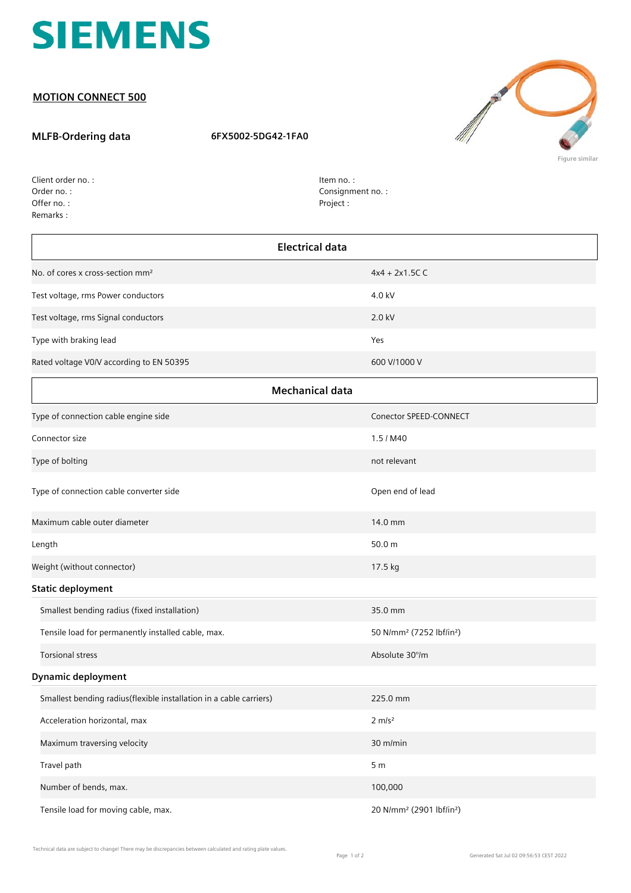# SIEMENS

## MOTION CONNECT 500

**MLFB-Ordering data** 6FX5002-5DG42-1FA0

Figure similar

Client order no. :
Order no. :
Offer no. :
Remarks :

Item no. :
Consignment no. :
Project :

| Electrical data | |
|---|---|
| No. of cores x cross-section mm² | 4x4 + 2x1.5C C |
| Test voltage, rms Power conductors | 4.0 kV |
| Test voltage, rms Signal conductors | 2.0 kV |
| Type with braking lead | Yes |
| Rated voltage V0/V according to EN 50395 | 600 V/1000 V |

| Mechanical data | |
|---|---|
| Type of connection cable engine side | Conector SPEED-CONNECT |
| Connector size | 1.5 / M40 |
| Type of bolting | not relevant |
| Type of connection cable converter side | Open end of lead |
| Maximum cable outer diameter | 14.0 mm |
| Length | 50.0 m |
| Weight (without connector) | 17.5 kg |
| **Static deployment** | |
| Smallest bending radius (fixed installation) | 35.0 mm |
| Tensile load for permanently installed cable, max. | 50 N/mm² (7252 lbf/in²) |
| Torsional stress | Absolute 30°/m |
| **Dynamic deployment** | |
| Smallest bending radius(flexible installation in a cable carriers) | 225.0 mm |
| Acceleration horizontal, max | 2 m/s² |
| Maximum traversing velocity | 30 m/min |
| Travel path | 5 m |
| Number of bends, max. | 100,000 |
| Tensile load for moving cable, max. | 20 N/mm² (2901 lbf/in²) |

Technical data are subject to change! There may be discrepancies between calculated and rating plate values.

Generated Sat Jul 02 09:56:53 CEST 2022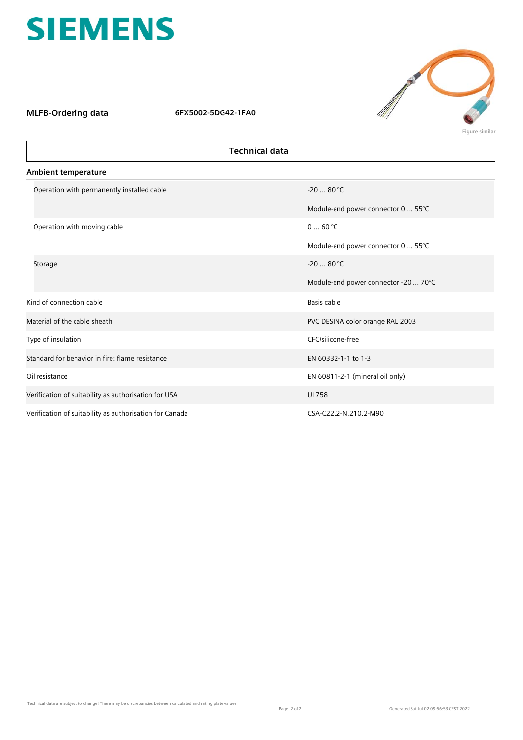# SIEMENS

**MLFB-Ordering data** **6FX5002-5DG42-1FA0**

Figure similar

## Technical data

### Ambient temperature

| | |
|---|---|
| Operation with permanently installed cable | -20 ... 80 °C |
| | Module-end power connector 0 ... 55°C |
| Operation with moving cable | 0 ... 60 °C |
| | Module-end power connector 0 ... 55°C |
| Storage | -20 ... 80 °C |
| | Module-end power connector -20 ... 70°C |
| Kind of connection cable | Basis cable |
| Material of the cable sheath | PVC DESINA color orange RAL 2003 |
| Type of insulation | CFC/silicone-free |
| Standard for behavior in fire: flame resistance | EN 60332-1-1 to 1-3 |
| Oil resistance | EN 60811-2-1 (mineral oil only) |
| Verification of suitability as authorisation for USA | UL758 |
| Verification of suitability as authorisation for Canada | CSA-C22.2-N.210.2-M90 |

Technical data are subject to change! There may be discrepancies between calculated and rating plate values.

Generated Sat Jul 02 09:56:53 CEST 2022